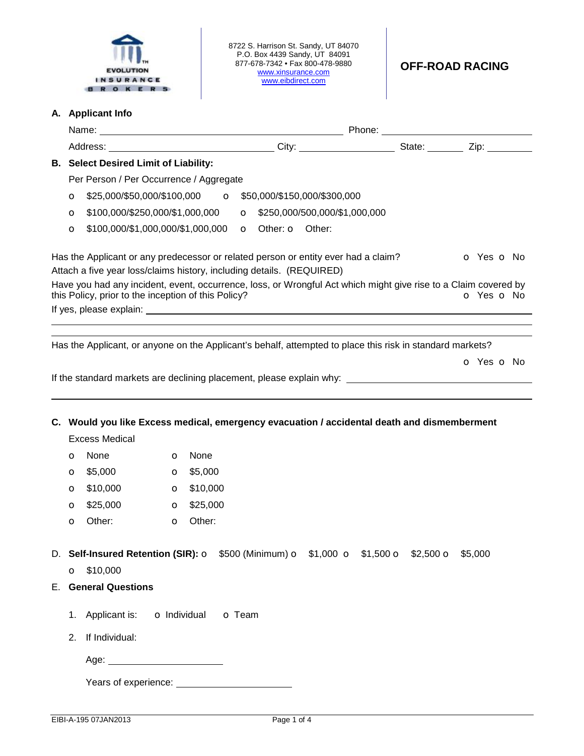EVOLUTION INSURANCE BROKERS

8722 S. Harrison St. Sandy, UT 84070
P.O. Box 4439 Sandy, UT 84091
877-678-7342 • Fax 800-478-9880
www.xinsurance.com
www.eibdirect.com

# OFF-ROAD RACING

## A. Applicant Info

Name: ______________________________ Phone: ______________________

Address: ____________________ City: ______________ State: ______ Zip: ________

## B. Select Desired Limit of Liability:

Per Person / Per Occurrence / Aggregate

- o $25,000/$50,000/$100,000 o $50,000/$150,000/$300,000
- o $100,000/$250,000/$1,000,000 o $250,000/500,000/$1,000,000
- o $100,000/$1,000,000/$1,000,000 o Other: o Other:

Has the Applicant or any predecessor or related person or entity ever had a claim? o Yes o No

Attach a five year loss/claims history, including details. (REQUIRED)

Have you had any incident, event, occurrence, loss, or Wrongful Act which might give rise to a Claim covered by this Policy, prior to the inception of this Policy? o Yes o No

If yes, please explain: ________________________________________________

Has the Applicant, or anyone on the Applicant's behalf, attempted to place this risk in standard markets?

o Yes o No

If the standard markets are declining placement, please explain why: ____________________

## C. Would you like Excess medical, emergency evacuation / accidental death and dismemberment

Excess Medical

| | |
|---|---|
| o None | o None |
| o $5,000 | o $5,000 |
| o $10,000 | o $10,000 |
| o $25,000 | o $25,000 |
| o Other: | o Other: |

D. **Self-Insured Retention (SIR):** o $500 (Minimum) o $1,000 o $1,500 o $2,500 o $5,000 o $10,000

E. **General Questions**

1. Applicant is: o Individual o Team
2. If Individual:

   Age: ____________________

   Years of experience: ____________________

EIBI-A-195 07JAN2013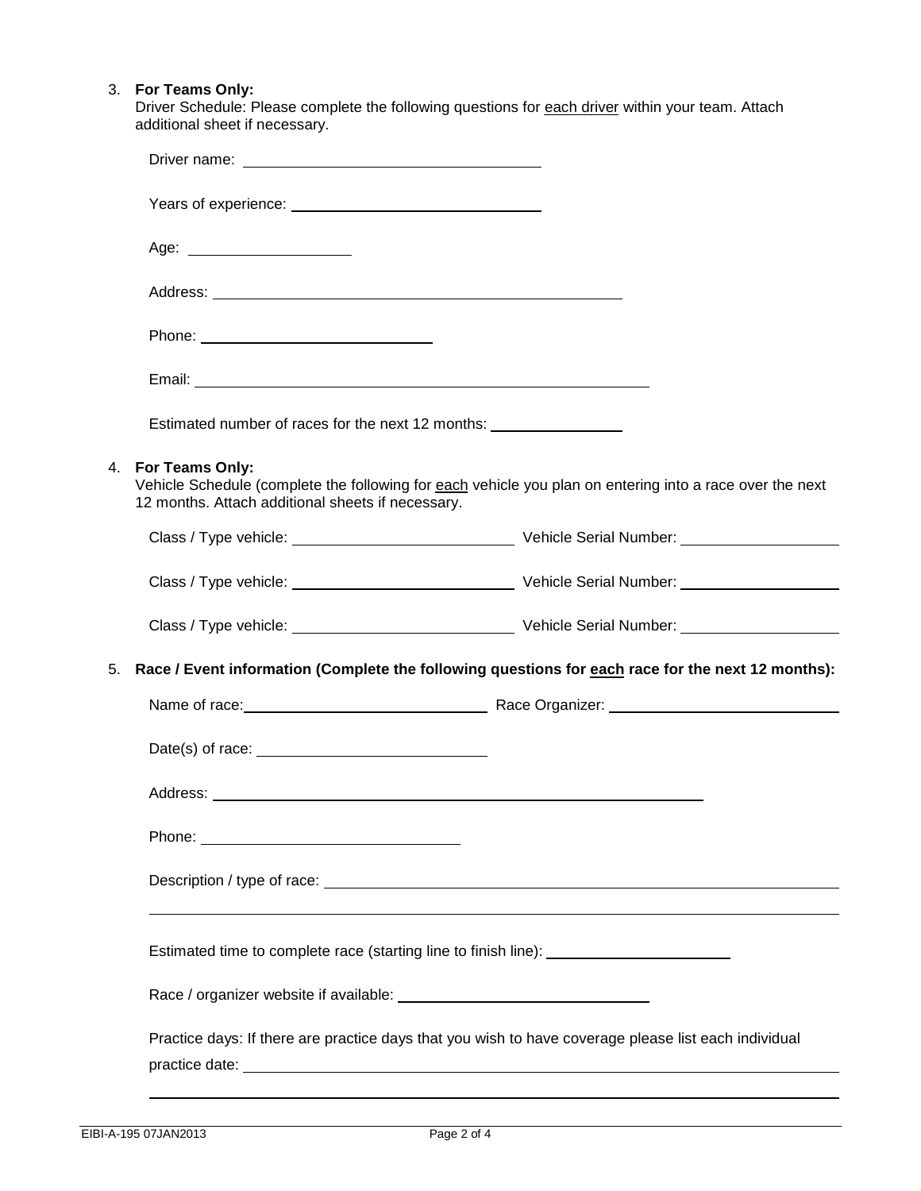3. **For Teams Only:**
   Driver Schedule: Please complete the following questions for <u>each driver</u> within your team. Attach additional sheet if necessary.

   Driver name: ______________________________

   Years of experience: ______________________________

   Age: ________________

   Address: ______________________________________________

   Phone: ______________________________

   Email: ______________________________________________

   Estimated number of races for the next 12 months: ______________

4. **For Teams Only:**
   Vehicle Schedule (complete the following for <u>each</u> vehicle you plan on entering into a race over the next 12 months. Attach additional sheets if necessary.

   Class / Type vehicle: ______________________ Vehicle Serial Number: ________________

   Class / Type vehicle: ______________________ Vehicle Serial Number: ________________

   Class / Type vehicle: ______________________ Vehicle Serial Number: ________________

5. **Race / Event information (Complete the following questions for <u>each</u> race for the next 12 months):**

   Name of race: ______________________ Race Organizer: ______________________

   Date(s) of race: ______________________

   Address: ______________________________________________

   Phone: ______________________

   Description / type of race: ______________________________________________

   ______________________________________________________________

   Estimated time to complete race (starting line to finish line): ______________________

   Race / organizer website if available: ______________________________

   Practice days: If there are practice days that you wish to have coverage please list each individual practice date: ______________________________________________

   ______________________________________________________________

EIBI-A-195 07JAN2013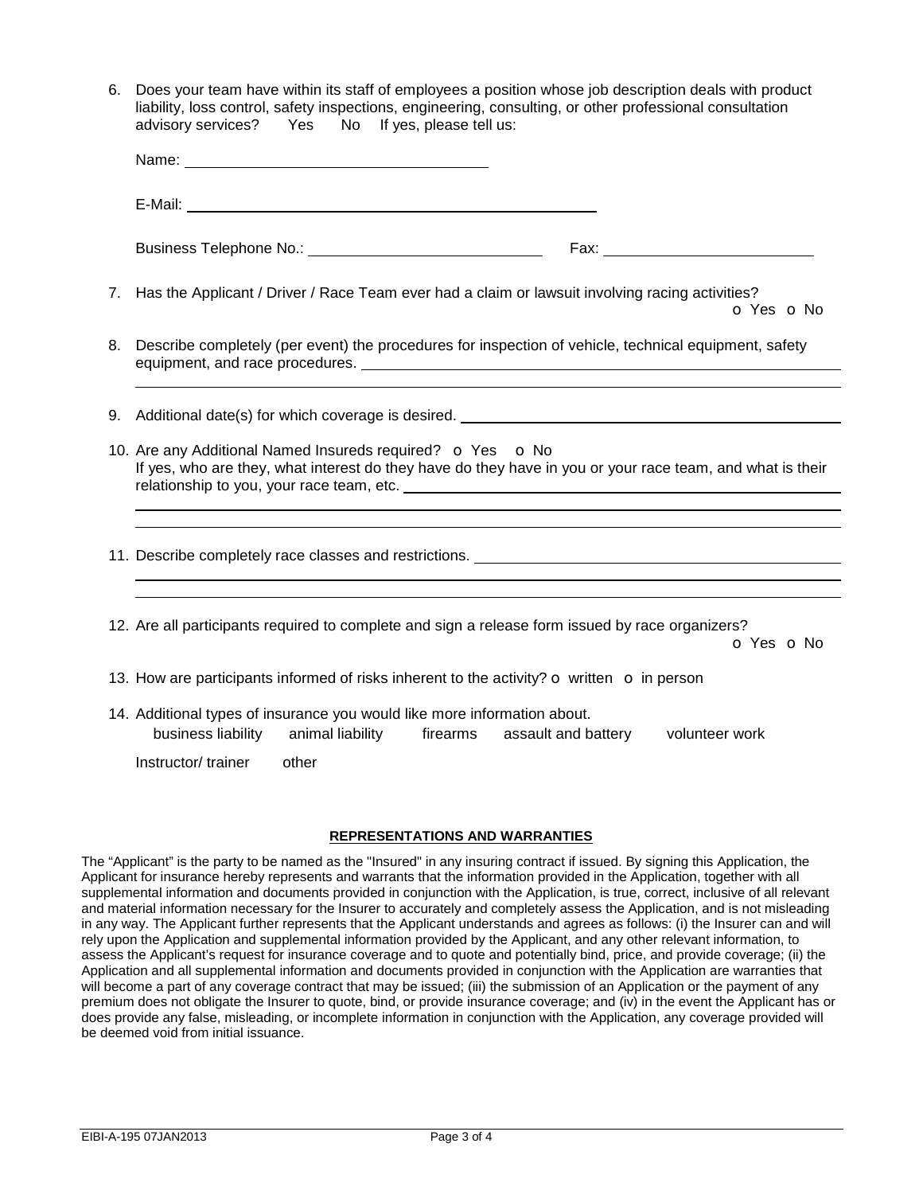6. Does your team have within its staff of employees a position whose job description deals with product liability, loss control, safety inspections, engineering, consulting, or other professional consultation advisory services? Yes No If yes, please tell us:

   Name: ____________________________________

   E-Mail: ____________________________________________________

   Business Telephone No.: ____________________________ Fax: __________________________

7. Has the Applicant / Driver / Race Team ever had a claim or lawsuit involving racing activities?
   o Yes o No

8. Describe completely (per event) the procedures for inspection of vehicle, technical equipment, safety equipment, and race procedures. ____________________________________________________________

9. Additional date(s) for which coverage is desired. ______________________________________________

10. Are any Additional Named Insureds required? o Yes o No
    If yes, who are they, what interest do they have do they have in you or your race team, and what is their relationship to you, your race team, etc. ______________________________________________________

11. Describe completely race classes and restrictions. ____________________________________________

12. Are all participants required to complete and sign a release form issued by race organizers?
    o Yes o No

13. How are participants informed of risks inherent to the activity? o written o in person

14. Additional types of insurance you would like more information about.
    business liability animal liability firearms assault and battery volunteer work
    Instructor/ trainer other

**REPRESENTATIONS AND WARRANTIES**

The "Applicant" is the party to be named as the "Insured" in any insuring contract if issued. By signing this Application, the Applicant for insurance hereby represents and warrants that the information provided in the Application, together with all supplemental information and documents provided in conjunction with the Application, is true, correct, inclusive of all relevant and material information necessary for the Insurer to accurately and completely assess the Application, and is not misleading in any way. The Applicant further represents that the Applicant understands and agrees as follows: (i) the Insurer can and will rely upon the Application and supplemental information provided by the Applicant, and any other relevant information, to assess the Applicant's request for insurance coverage and to quote and potentially bind, price, and provide coverage; (ii) the Application and all supplemental information and documents provided in conjunction with the Application are warranties that will become a part of any coverage contract that may be issued; (iii) the submission of an Application or the payment of any premium does not obligate the Insurer to quote, bind, or provide insurance coverage; and (iv) in the event the Applicant has or does provide any false, misleading, or incomplete information in conjunction with the Application, any coverage provided will be deemed void from initial issuance.

EIBI-A-195 07JAN2013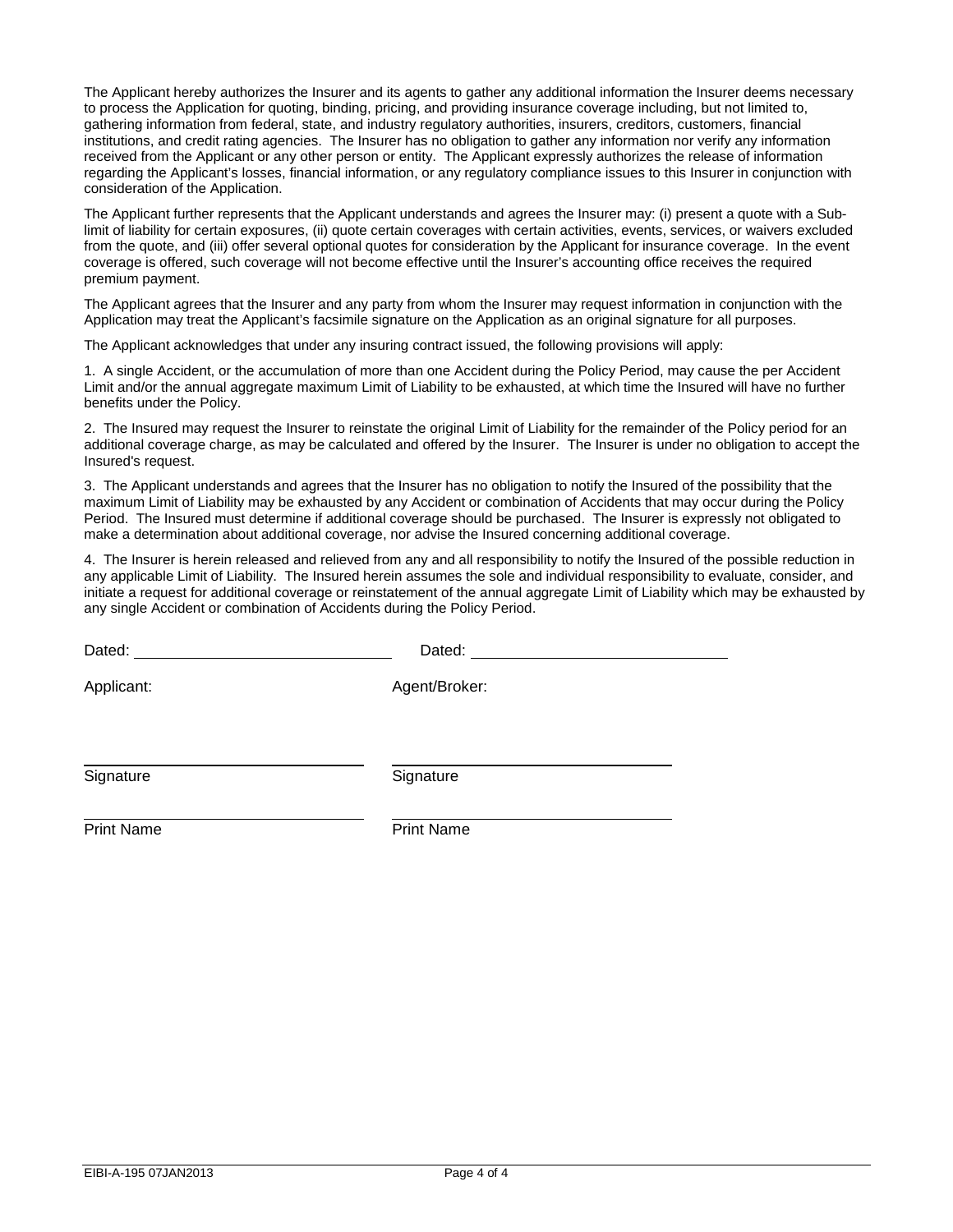The Applicant hereby authorizes the Insurer and its agents to gather any additional information the Insurer deems necessary to process the Application for quoting, binding, pricing, and providing insurance coverage including, but not limited to, gathering information from federal, state, and industry regulatory authorities, insurers, creditors, customers, financial institutions, and credit rating agencies. The Insurer has no obligation to gather any information nor verify any information received from the Applicant or any other person or entity. The Applicant expressly authorizes the release of information regarding the Applicant's losses, financial information, or any regulatory compliance issues to this Insurer in conjunction with consideration of the Application.

The Applicant further represents that the Applicant understands and agrees the Insurer may: (i) present a quote with a Sub-limit of liability for certain exposures, (ii) quote certain coverages with certain activities, events, services, or waivers excluded from the quote, and (iii) offer several optional quotes for consideration by the Applicant for insurance coverage. In the event coverage is offered, such coverage will not become effective until the Insurer's accounting office receives the required premium payment.

The Applicant agrees that the Insurer and any party from whom the Insurer may request information in conjunction with the Application may treat the Applicant's facsimile signature on the Application as an original signature for all purposes.

The Applicant acknowledges that under any insuring contract issued, the following provisions will apply:

1. A single Accident, or the accumulation of more than one Accident during the Policy Period, may cause the per Accident Limit and/or the annual aggregate maximum Limit of Liability to be exhausted, at which time the Insured will have no further benefits under the Policy.

2. The Insured may request the Insurer to reinstate the original Limit of Liability for the remainder of the Policy period for an additional coverage charge, as may be calculated and offered by the Insurer. The Insurer is under no obligation to accept the Insured's request.

3. The Applicant understands and agrees that the Insurer has no obligation to notify the Insured of the possibility that the maximum Limit of Liability may be exhausted by any Accident or combination of Accidents that may occur during the Policy Period. The Insured must determine if additional coverage should be purchased. The Insurer is expressly not obligated to make a determination about additional coverage, nor advise the Insured concerning additional coverage.

4. The Insurer is herein released and relieved from any and all responsibility to notify the Insured of the possible reduction in any applicable Limit of Liability. The Insured herein assumes the sole and individual responsibility to evaluate, consider, and initiate a request for additional coverage or reinstatement of the annual aggregate Limit of Liability which may be exhausted by any single Accident or combination of Accidents during the Policy Period.

Dated: ______________________________ Dated: ______________________________

Applicant: Agent/Broker:

______________________________ ______________________________

Signature Signature

______________________________ ______________________________

Print Name Print Name

EIBI-A-195 07JAN2013